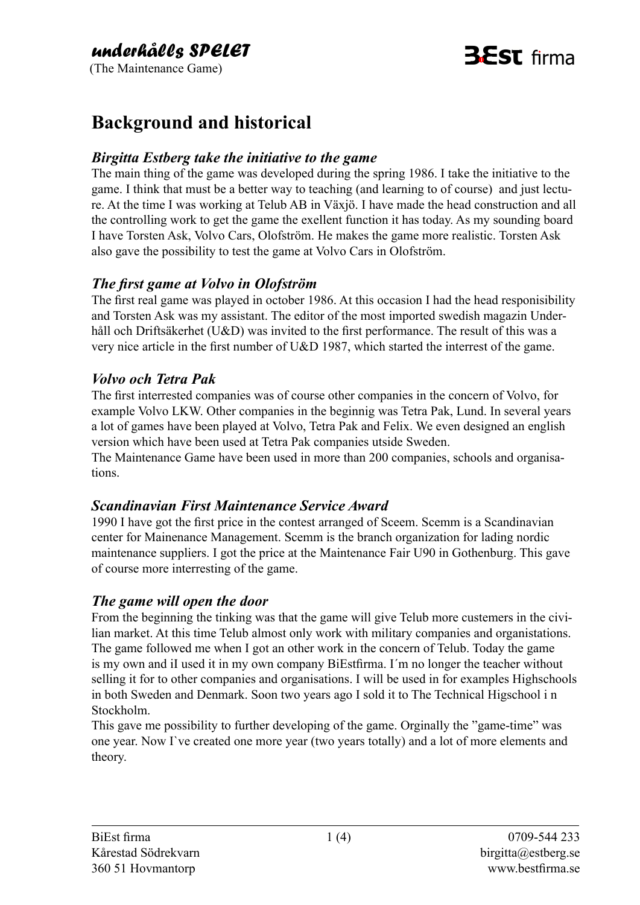*underhålls SPELET*

(The Maintenance Game)

BiEst firma

# Background and historical

### *Birgitta Estberg take the initiative to the game*

The main thing of the game was developed during the spring 1986. I take the initiative to the game. I think that must be a better way to teaching (and learning to of course) and just lecture. At the time I was working at Telub AB in Växjö. I have made the head construction and all the controlling work to get the game the exellent function it has today. As my sounding board I have Torsten Ask, Volvo Cars, Olofström. He makes the game more realistic. Torsten Ask also gave the possibility to test the game at Volvo Cars in Olofström.

### *The first game at Volvo in Olofström*

The first real game was played in october 1986. At this occasion I had the head responisibility and Torsten Ask was my assistant. The editor of the most imported swedish magazin Underhåll och Driftsäkerhet (U&D) was invited to the first performance. The result of this was a very nice article in the first number of U&D 1987, which started the interrest of the game.

### *Volvo och Tetra Pak*

The first interrested companies was of course other companies in the concern of Volvo, for example Volvo LKW. Other companies in the beginnig was Tetra Pak, Lund. In several years a lot of games have been played at Volvo, Tetra Pak and Felix. We even designed an english version which have been used at Tetra Pak companies utside Sweden.
The Maintenance Game have been used in more than 200 companies, schools and organisations.

### *Scandinavian First Maintenance Service Award*

1990 I have got the first price in the contest arranged of Sceem. Scemm is a Scandinavian center for Mainenance Management. Scemm is the branch organization for lading nordic maintenance suppliers. I got the price at the Maintenance Fair U90 in Gothenburg. This gave of course more interresting of the game.

### *The game will open the door*

From the beginning the tinking was that the game will give Telub more custemers in the civilian market. At this time Telub almost only work with military companies and organistations. The game followed me when I got an other work in the concern of Telub. Today the game is my own and iI used it in my own company BiEstfirma. I´m no longer the teacher without selling it for to other companies and organisations. I will be used in for examples Highschools in both Sweden and Denmark. Soon two years ago I sold it to The Technical Higschool i n Stockholm.
This gave me possibility to further developing of the game. Orginally the "game-time" was one year. Now I`ve created one more year (two years totally) and a lot of more elements and theory.

BiEst firma
Kårestad Södrekvarn
360 51 Hovmantorp

0709-544 233
birgitta@estberg.se
www.bestfirma.se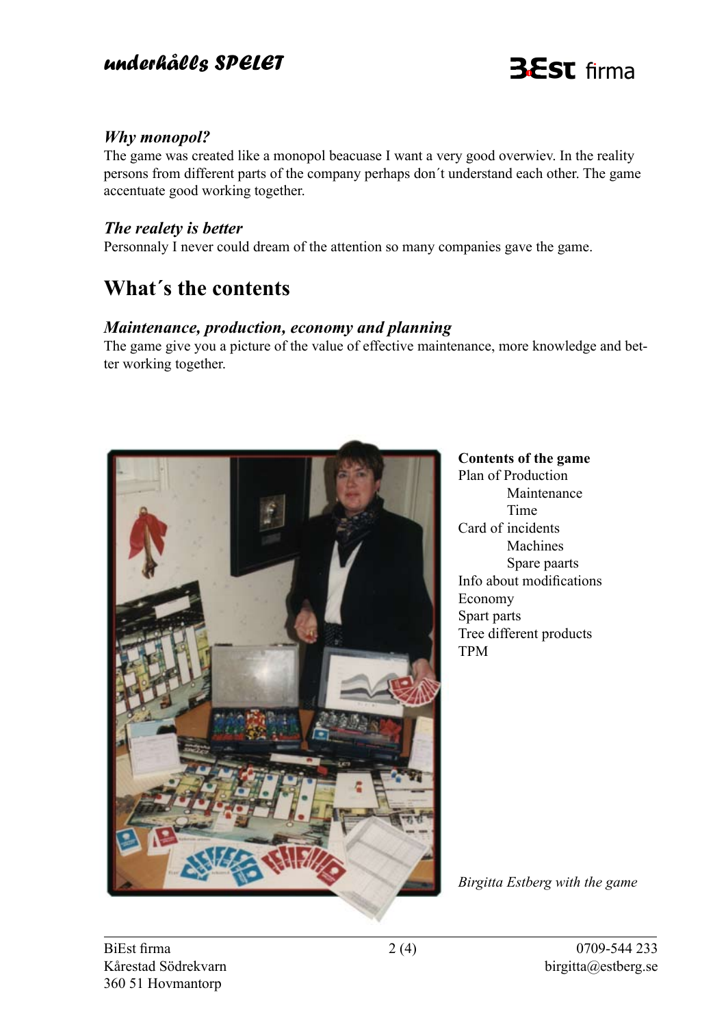### *Why monopol?*

The game was created like a monopol beacuase I want a very good overwiev. In the reality persons from different parts of the company perhaps don´t understand each other. The game accentuate good working together.

### *The realety is better*

Personnaly I never could dream of the attention so many companies gave the game.

## What´s the contents

### *Maintenance, production, economy and planning*

The game give you a picture of the value of effective maintenance, more knowledge and better working together.

**Contents of the game**

Plan of Production
- Maintenance
- Time

Card of incidents
- Machines
- Spare paarts

Info about modifications
Economy
Spart parts
Tree different products
TPM

*Birgitta Estberg with the game*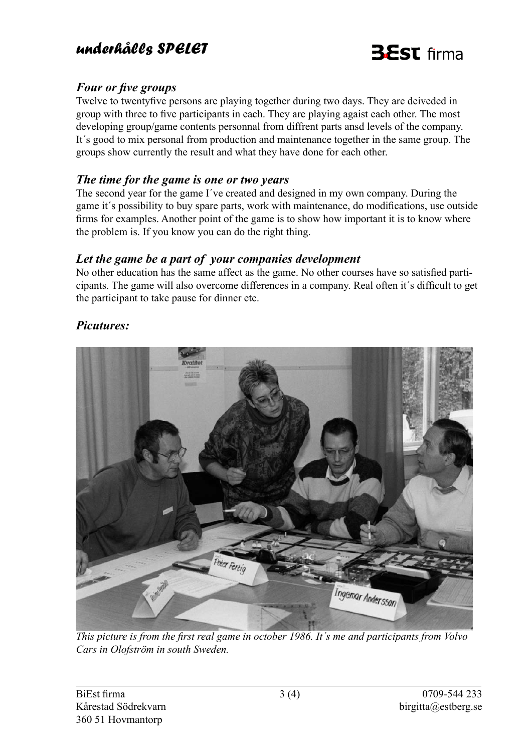### *Four or five groups*

Twelve to twentyfive persons are playing together during two days. They are deiveded in group with three to five participants in each. They are playing agaist each other. The most developing group/game contents personnal from diffrent parts ansd levels of the company. It´s good to mix personal from production and maintenance together in the same group. The groups show currently the result and what they have done for each other.

### *The time for the game is one or two years*

The second year for the game I´ve created and designed in my own company. During the game it´s possibility to buy spare parts, work with maintenance, do modifications, use outside firms for examples. Another point of the game is to show how important it is to know where the problem is. If you know you can do the right thing.

### *Let the game be a part of  your companies development*

No other education has the same affect as the game. No other courses have so satisfied participants. The game will also overcome differences in a company. Real often it´s difficult to get the participant to take pause for dinner etc.

### *Picutures:*

*This picture is from the first real game in october 1986. It´s me and participants from Volvo Cars in Olofström in south Sweden.*

BiEst firma
Kårestad Södrekvarn
360 51 Hovmantorp

0709-544 233
birgitta@estberg.se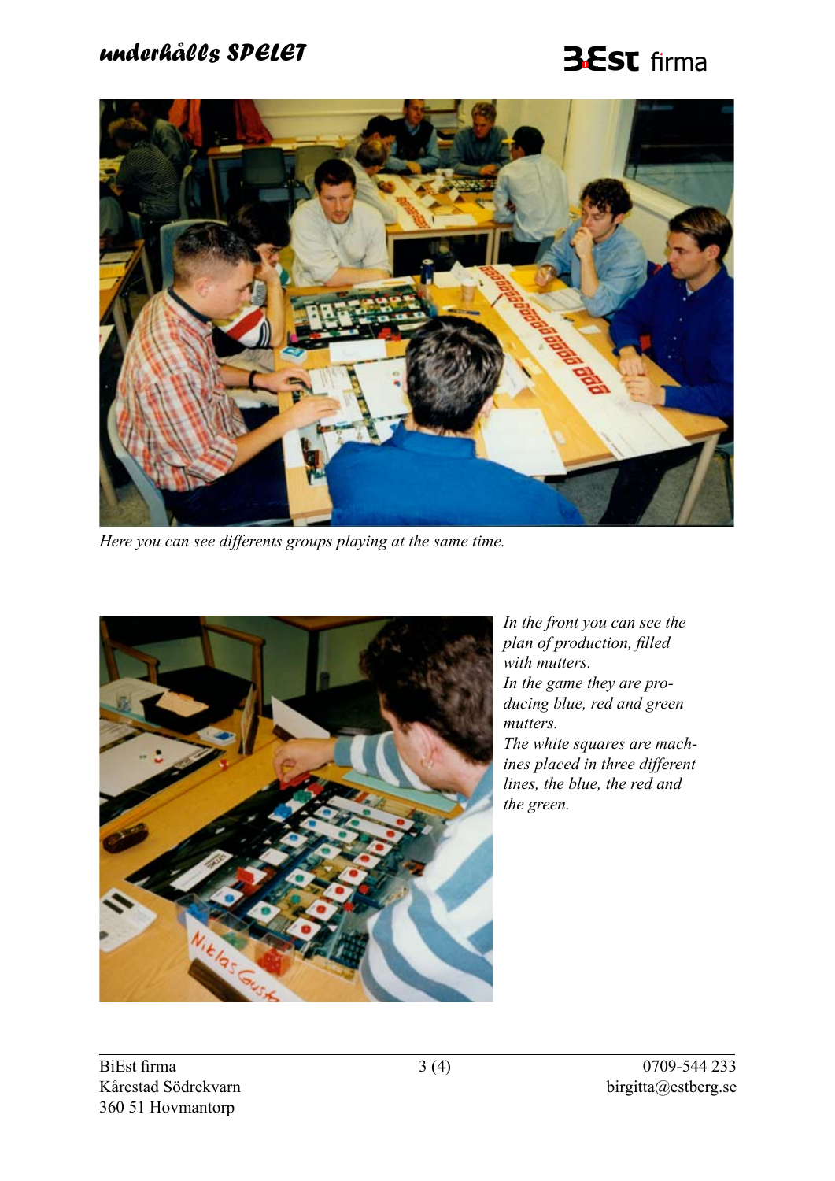*Here you can see differents groups playing at the same time.*

*In the front you can see the plan of production, filled with mutters.*
*In the game they are producing blue, red and green mutters.*
*The white squares are machines placed in three different lines, the blue, the red and the green.*